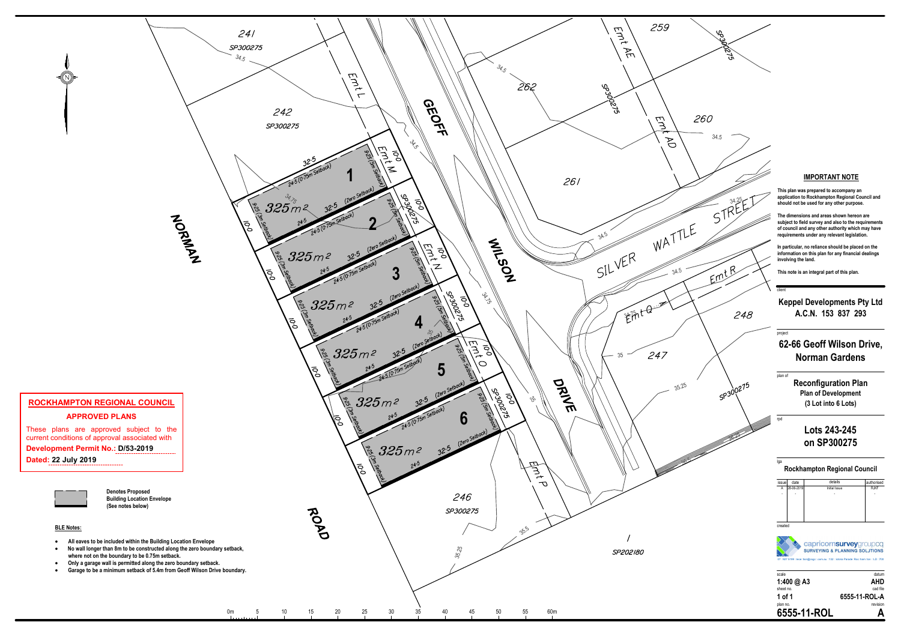## ROCKHAMPTON REGIONAL COUNCIL

### APPROVED PLANS

These plans are approved subject to the current conditions of approval associated with

**Development Permit No.: D/53-2019**

**Dated: 22 July 2019**

**Denotes Proposed Building Location Envelope (See notes below)**

**BLE Notes:**

- **All eaves to be included within the Building Location Envelope**
- **No wall longer than 8m to be constructed along the zero boundary setback, where not on the boundary to be 0.75m setback.**
- **Only a garage wall is permitted along the zero boundary setback.**
- **Garage to be a minimum setback of 5.4m from Geoff Wilson Drive boundary.**

### IMPORTANT NOTE

**This plan was prepared to accompany an application to Rockhampton Regional Council and should not be used for any other purpose.**

**The dimensions and areas shown hereon are subject to field survey and also to the requirements of council and any other authority which may have requirements under any relevant legislation.**

**In particular, no reliance should be placed on the information on this plan for any financial dealings involving the land.**

**This note is an integral part of this plan.**

client

**Keppel Developments Pty Ltd A.C.N. 153 837 293**

project

**62-66 Geoff Wilson Drive, Norman Gardens**

plan of

**Reconfiguration Plan**
**Plan of Development**
**(3 Lot into 6 Lots)**

rpd

**Lots 243-245 on SP300275**

lga

**Rockhampton Regional Council**

| issue | date | details | authorised |
|---|---|---|---|
| A | 26-06-2019 | Initial Issue | RJKF |
| - | - | - | - |

created

capricornsurveygroupcq
SURVEYING & PLANNING SOLUTIONS

| scale | datum |
|---|---|
| **1:400 @ A3** | **AHD** |
| sheet no. | cad file |
| **1 of 1** | **6555-11-ROL-A** |
| plan no. | revision |
| **6555-11-ROL** | **A** |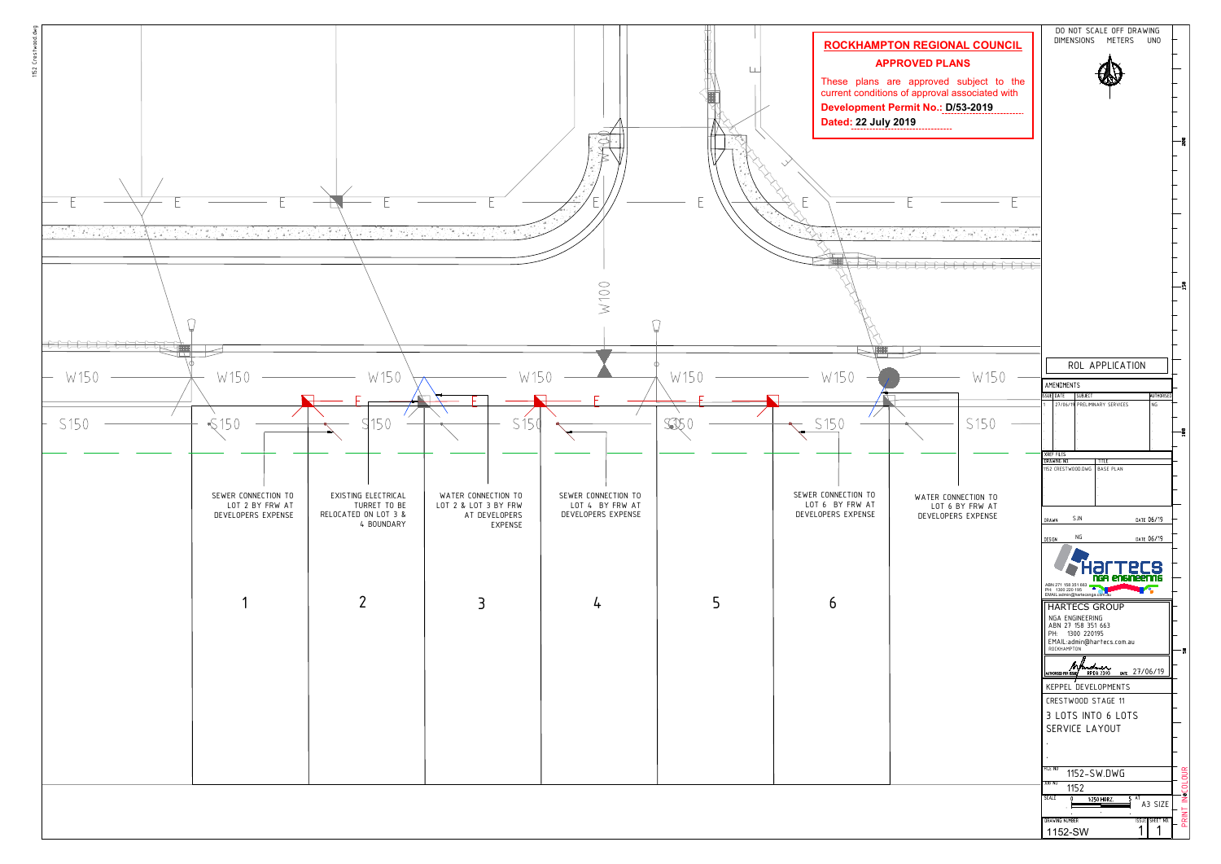**ROCKHAMPTON REGIONAL COUNCIL**

**APPROVED PLANS**

These plans are approved subject to the current conditions of approval associated with

**Development Permit No.: D/53-2019**

**Dated: 22 July 2019**

DO NOT SCALE OFF DRAWING
DIMENSIONS METERS UNO

W100

W100

W150 W150 W150 W150 W150 W150 W150

S150 S150 S150 S150 S150 S150 S150

E E E E E E E E E E

SEWER CONNECTION TO LOT 2 BY FRW AT DEVELOPERS EXPENSE

EXISTING ELECTRICAL TURRET TO BE RELOCATED ON LOT 3 & 4 BOUNDARY

WATER CONNECTION TO LOT 2 & LOT 3 BY FRW AT DEVELOPERS EXPENSE

SEWER CONNECTION TO LOT 4 BY FRW AT DEVELOPERS EXPENSE

SEWER CONNECTION TO LOT 6 BY FRW AT DEVELOPERS EXPENSE

WATER CONNECTION TO LOT 6 BY FRW AT DEVELOPERS EXPENSE

1 2 3 4 5 6

ROL APPLICATION

AMENDMENTS

| ISSUE | DATE | SUBJECT | AUTHORISED |
| --- | --- | --- | --- |
| 1 | 27/06/19 | PRELIMINARY SERVICES | NG |

XREF FILES

| DRAWING NO | TITLE |
| --- | --- |
| 1152 CRESTWOOD.DWG | BASE PLAN |

DRAWN SJN DATE 06/'19

DESIGN NG DATE 06/'19

HARTECS NGA ENGINEERING

ABN 271 158 351 663
PH: 1300 220 195
EMAIL:admin@hartecsnga.com.au

HARTECS GROUP
NGA ENGINEERING
ABN 27 158 351 663
PH: 1300 220195
EMAIL:admin@hartecs.com.au
ROCKHAMPTON

AUTHORISED PER ISSUE RPEQ 7393 DATE 27/06/19

KEPPEL DEVELOPMENTS

CRESTWOOD STAGE 11

3 LOTS INTO 6 LOTS
SERVICE LAYOUT

FILE NO 1152-SW.DWG

JOB NO 1152

SCALE 0 1:250 HORZ. 5 AT A3 SIZE

DRAWING NUMBER 1152-SW ISSUE 1 SHEET NO 1

PRINT IN COLOUR

1152 Crestwood.dwg